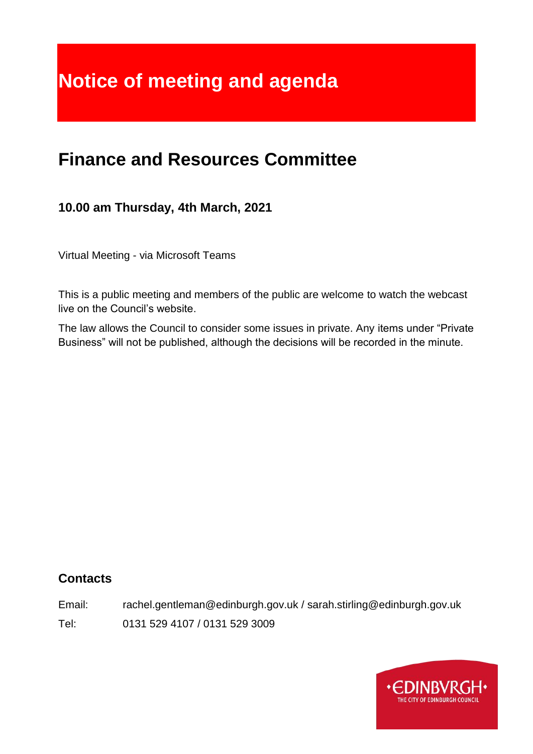# Notice of meeting and agenda

## Finance and Resources Committee

### 10.00 am Thursday, 4th March, 2021

Virtual Meeting - via Microsoft Teams

This is a public meeting and members of the public are welcome to watch the webcast live on the Council's website.

The law allows the Council to consider some issues in private. Any items under "Private Business" will not be published, although the decisions will be recorded in the minute.

### Contacts

Email: rachel.gentleman@edinburgh.gov.uk / sarah.stirling@edinburgh.gov.uk

Tel: 0131 529 4107 / 0131 529 3009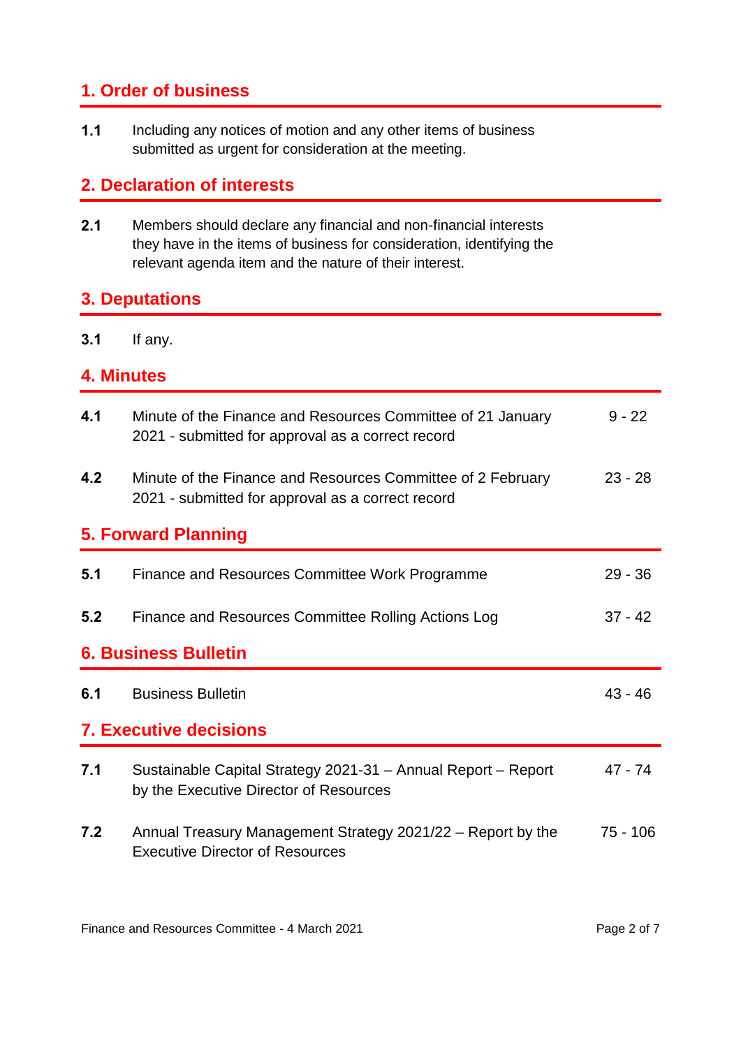## 1. Order of business

| | | |
|---|---|---|
| **1.1** | Including any notices of motion and any other items of business submitted as urgent for consideration at the meeting. | |

## 2. Declaration of interests

| | | |
|---|---|---|
| **2.1** | Members should declare any financial and non-financial interests they have in the items of business for consideration, identifying the relevant agenda item and the nature of their interest. | |

## 3. Deputations

| | | |
|---|---|---|
| **3.1** | If any. | |

## 4. Minutes

| | | |
|---|---|---|
| **4.1** | Minute of the Finance and Resources Committee of 21 January 2021 - submitted for approval as a correct record | 9 - 22 |
| **4.2** | Minute of the Finance and Resources Committee of 2 February 2021 - submitted for approval as a correct record | 23 - 28 |

## 5. Forward Planning

| | | |
|---|---|---|
| **5.1** | Finance and Resources Committee Work Programme | 29 - 36 |
| **5.2** | Finance and Resources Committee Rolling Actions Log | 37 - 42 |

## 6. Business Bulletin

| | | |
|---|---|---|
| **6.1** | Business Bulletin | 43 - 46 |

## 7. Executive decisions

| | | |
|---|---|---|
| **7.1** | Sustainable Capital Strategy 2021-31 – Annual Report – Report by the Executive Director of Resources | 47 - 74 |
| **7.2** | Annual Treasury Management Strategy 2021/22 – Report by the Executive Director of Resources | 75 - 106 |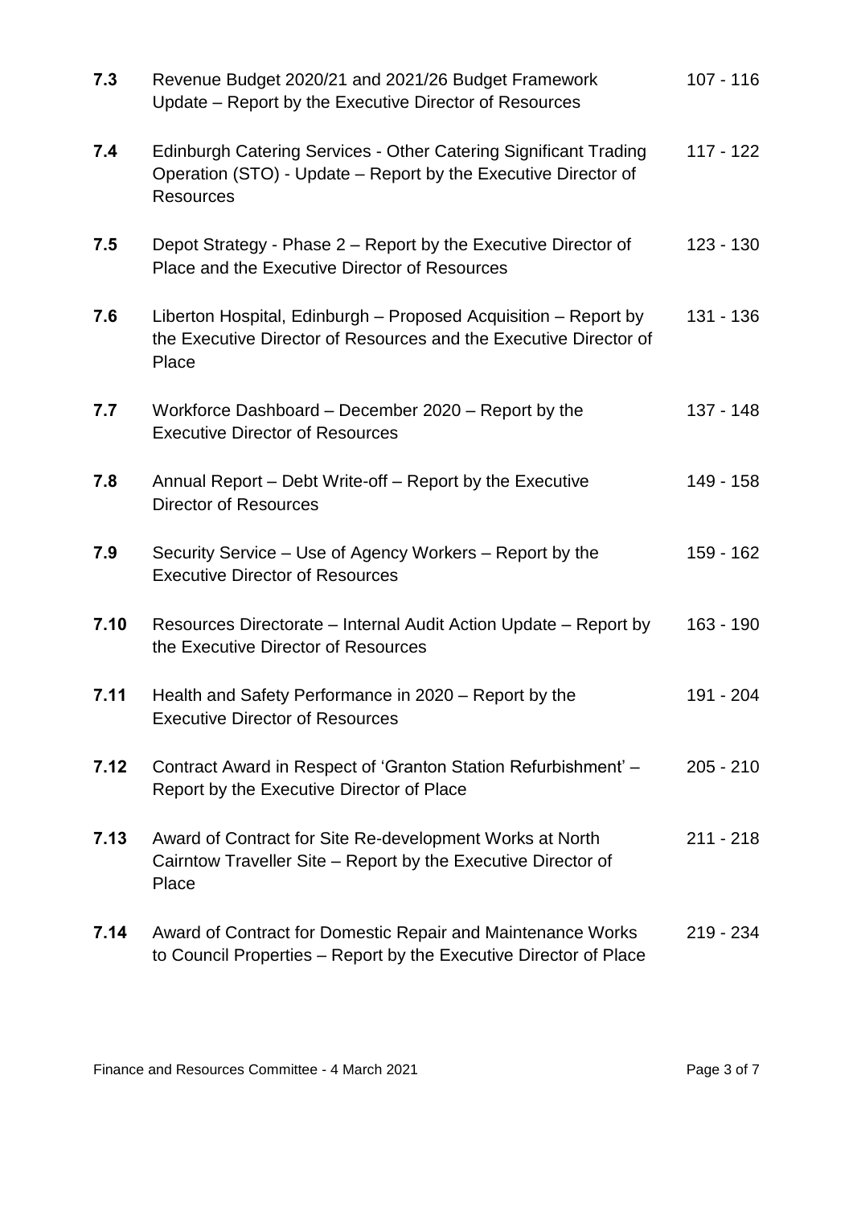| | | |
|---|---|---|
| **7.3** | Revenue Budget 2020/21 and 2021/26 Budget Framework Update – Report by the Executive Director of Resources | 107 - 116 |
| **7.4** | Edinburgh Catering Services - Other Catering Significant Trading Operation (STO) - Update – Report by the Executive Director of Resources | 117 - 122 |
| **7.5** | Depot Strategy - Phase 2 – Report by the Executive Director of Place and the Executive Director of Resources | 123 - 130 |
| **7.6** | Liberton Hospital, Edinburgh – Proposed Acquisition – Report by the Executive Director of Resources and the Executive Director of Place | 131 - 136 |
| **7.7** | Workforce Dashboard – December 2020 – Report by the Executive Director of Resources | 137 - 148 |
| **7.8** | Annual Report – Debt Write-off – Report by the Executive Director of Resources | 149 - 158 |
| **7.9** | Security Service – Use of Agency Workers – Report by the Executive Director of Resources | 159 - 162 |
| **7.10** | Resources Directorate – Internal Audit Action Update – Report by the Executive Director of Resources | 163 - 190 |
| **7.11** | Health and Safety Performance in 2020 – Report by the Executive Director of Resources | 191 - 204 |
| **7.12** | Contract Award in Respect of 'Granton Station Refurbishment' – Report by the Executive Director of Place | 205 - 210 |
| **7.13** | Award of Contract for Site Re-development Works at North Cairntow Traveller Site – Report by the Executive Director of Place | 211 - 218 |
| **7.14** | Award of Contract for Domestic Repair and Maintenance Works to Council Properties – Report by the Executive Director of Place | 219 - 234 |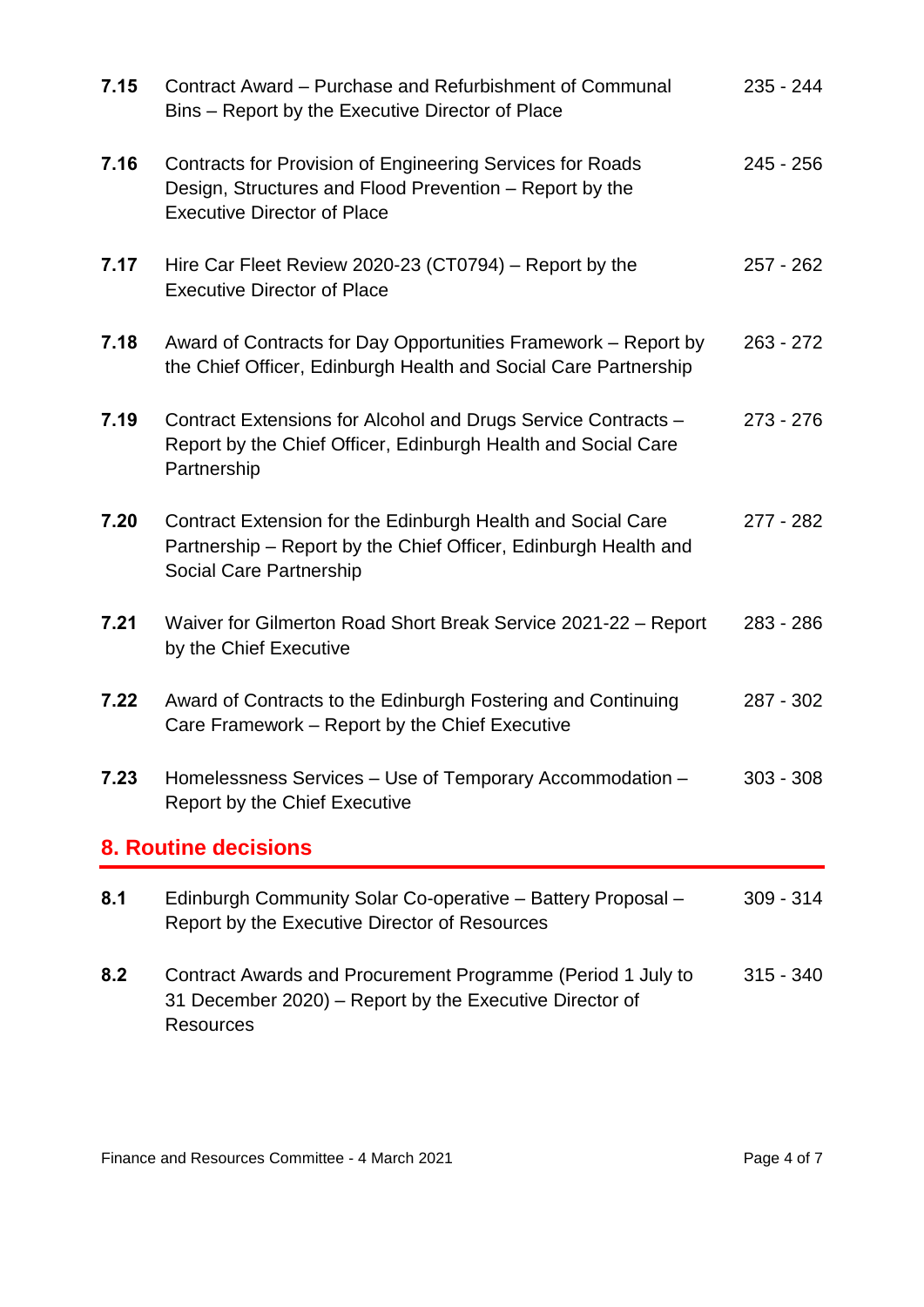| | | |
|---|---|---|
| **7.15** | Contract Award – Purchase and Refurbishment of Communal Bins – Report by the Executive Director of Place | 235 - 244 |
| **7.16** | Contracts for Provision of Engineering Services for Roads Design, Structures and Flood Prevention – Report by the Executive Director of Place | 245 - 256 |
| **7.17** | Hire Car Fleet Review 2020-23 (CT0794) – Report by the Executive Director of Place | 257 - 262 |
| **7.18** | Award of Contracts for Day Opportunities Framework – Report by the Chief Officer, Edinburgh Health and Social Care Partnership | 263 - 272 |
| **7.19** | Contract Extensions for Alcohol and Drugs Service Contracts – Report by the Chief Officer, Edinburgh Health and Social Care Partnership | 273 - 276 |
| **7.20** | Contract Extension for the Edinburgh Health and Social Care Partnership – Report by the Chief Officer, Edinburgh Health and Social Care Partnership | 277 - 282 |
| **7.21** | Waiver for Gilmerton Road Short Break Service 2021-22 – Report by the Chief Executive | 283 - 286 |
| **7.22** | Award of Contracts to the Edinburgh Fostering and Continuing Care Framework – Report by the Chief Executive | 287 - 302 |
| **7.23** | Homelessness Services – Use of Temporary Accommodation – Report by the Chief Executive | 303 - 308 |

## 8. Routine decisions

| | | |
|---|---|---|
| **8.1** | Edinburgh Community Solar Co-operative – Battery Proposal – Report by the Executive Director of Resources | 309 - 314 |
| **8.2** | Contract Awards and Procurement Programme (Period 1 July to 31 December 2020) – Report by the Executive Director of Resources | 315 - 340 |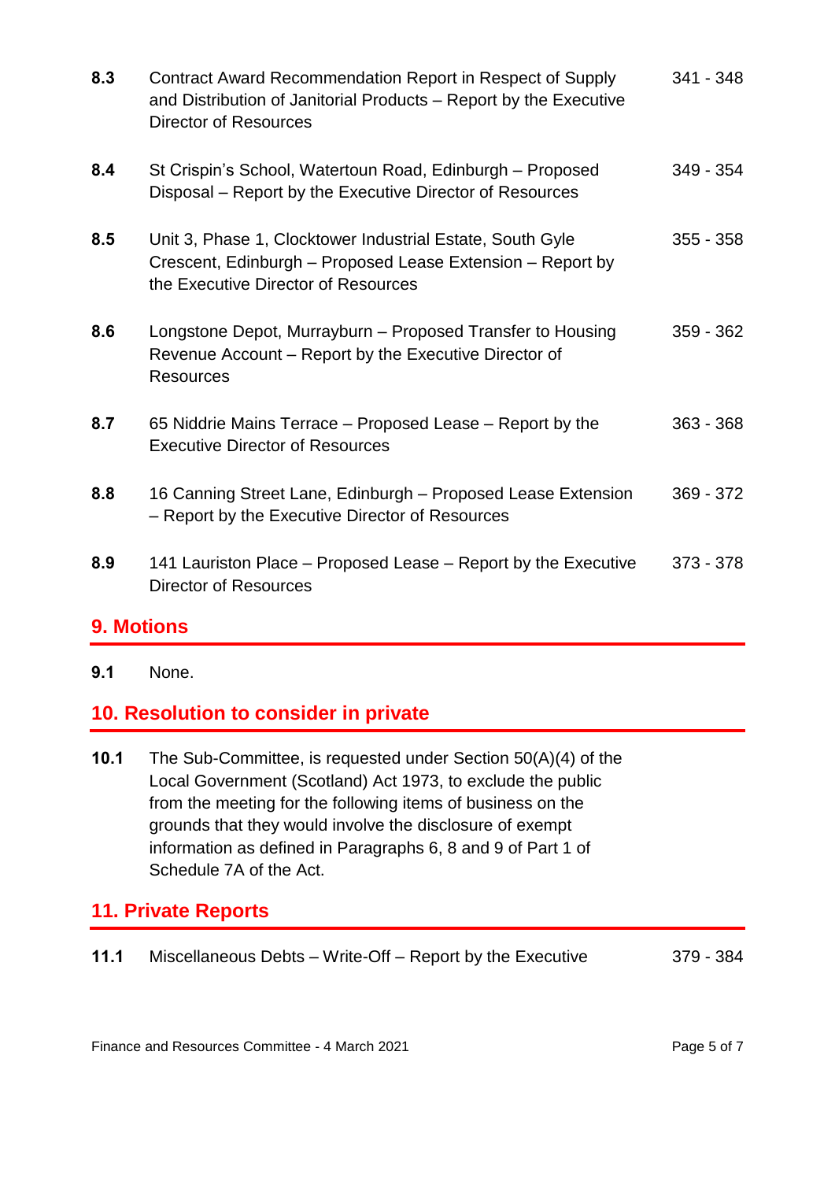| | | |
|---|---|---|
| **8.3** | Contract Award Recommendation Report in Respect of Supply and Distribution of Janitorial Products – Report by the Executive Director of Resources | 341 - 348 |
| **8.4** | St Crispin's School, Watertoun Road, Edinburgh – Proposed Disposal – Report by the Executive Director of Resources | 349 - 354 |
| **8.5** | Unit 3, Phase 1, Clocktower Industrial Estate, South Gyle Crescent, Edinburgh – Proposed Lease Extension – Report by the Executive Director of Resources | 355 - 358 |
| **8.6** | Longstone Depot, Murrayburn – Proposed Transfer to Housing Revenue Account – Report by the Executive Director of Resources | 359 - 362 |
| **8.7** | 65 Niddrie Mains Terrace – Proposed Lease – Report by the Executive Director of Resources | 363 - 368 |
| **8.8** | 16 Canning Street Lane, Edinburgh – Proposed Lease Extension – Report by the Executive Director of Resources | 369 - 372 |
| **8.9** | 141 Lauriston Place – Proposed Lease – Report by the Executive Director of Resources | 373 - 378 |

## 9. Motions

**9.1** None.

## 10. Resolution to consider in private

**10.1** The Sub-Committee, is requested under Section 50(A)(4) of the Local Government (Scotland) Act 1973, to exclude the public from the meeting for the following items of business on the grounds that they would involve the disclosure of exempt information as defined in Paragraphs 6, 8 and 9 of Part 1 of Schedule 7A of the Act.

## 11. Private Reports

| | | |
|---|---|---|
| **11.1** | Miscellaneous Debts – Write-Off – Report by the Executive | 379 - 384 |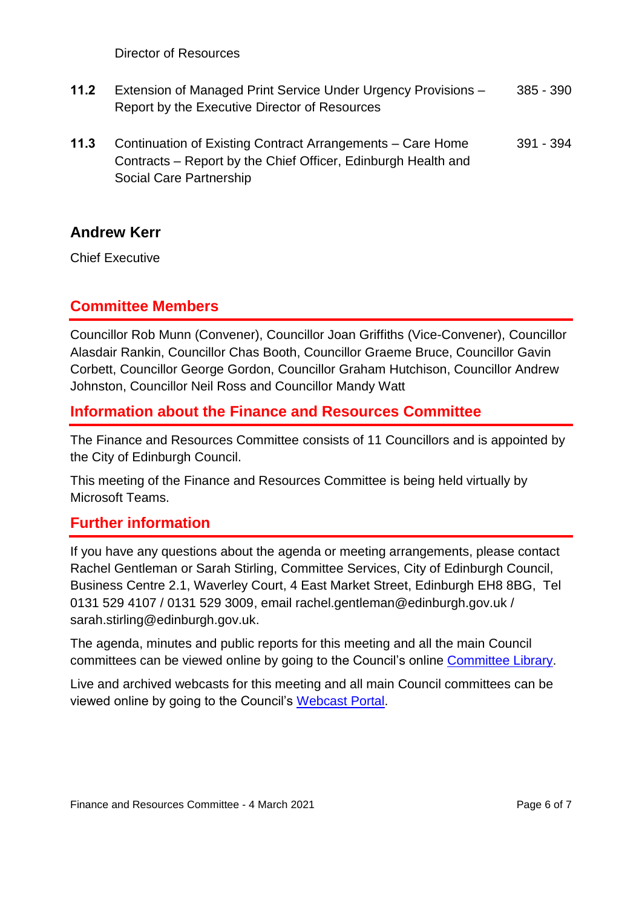Director of Resources

| | | |
|---|---|---|
| **11.2** | Extension of Managed Print Service Under Urgency Provisions – Report by the Executive Director of Resources | 385 - 390 |
| **11.3** | Continuation of Existing Contract Arrangements – Care Home Contracts – Report by the Chief Officer, Edinburgh Health and Social Care Partnership | 391 - 394 |

**Andrew Kerr**

Chief Executive

## Committee Members

Councillor Rob Munn (Convener), Councillor Joan Griffiths (Vice-Convener), Councillor Alasdair Rankin, Councillor Chas Booth, Councillor Graeme Bruce, Councillor Gavin Corbett, Councillor George Gordon, Councillor Graham Hutchison, Councillor Andrew Johnston, Councillor Neil Ross and Councillor Mandy Watt

## Information about the Finance and Resources Committee

The Finance and Resources Committee consists of 11 Councillors and is appointed by the City of Edinburgh Council.

This meeting of the Finance and Resources Committee is being held virtually by Microsoft Teams.

## Further information

If you have any questions about the agenda or meeting arrangements, please contact Rachel Gentleman or Sarah Stirling, Committee Services, City of Edinburgh Council, Business Centre 2.1, Waverley Court, 4 East Market Street, Edinburgh EH8 8BG, Tel 0131 529 4107 / 0131 529 3009, email rachel.gentleman@edinburgh.gov.uk / sarah.stirling@edinburgh.gov.uk.

The agenda, minutes and public reports for this meeting and all the main Council committees can be viewed online by going to the Council's online Committee Library.

Live and archived webcasts for this meeting and all main Council committees can be viewed online by going to the Council's Webcast Portal.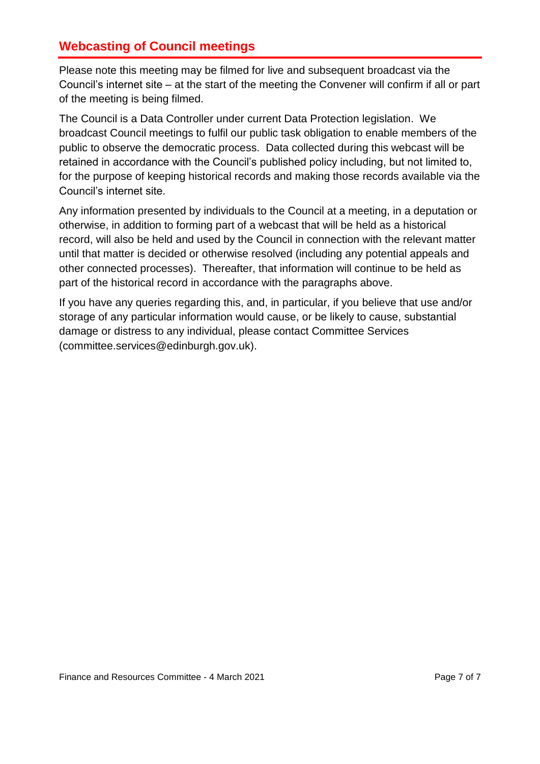## Webcasting of Council meetings

Please note this meeting may be filmed for live and subsequent broadcast via the Council's internet site – at the start of the meeting the Convener will confirm if all or part of the meeting is being filmed.

The Council is a Data Controller under current Data Protection legislation. We broadcast Council meetings to fulfil our public task obligation to enable members of the public to observe the democratic process. Data collected during this webcast will be retained in accordance with the Council's published policy including, but not limited to, for the purpose of keeping historical records and making those records available via the Council's internet site.

Any information presented by individuals to the Council at a meeting, in a deputation or otherwise, in addition to forming part of a webcast that will be held as a historical record, will also be held and used by the Council in connection with the relevant matter until that matter is decided or otherwise resolved (including any potential appeals and other connected processes). Thereafter, that information will continue to be held as part of the historical record in accordance with the paragraphs above.

If you have any queries regarding this, and, in particular, if you believe that use and/or storage of any particular information would cause, or be likely to cause, substantial damage or distress to any individual, please contact Committee Services (committee.services@edinburgh.gov.uk).